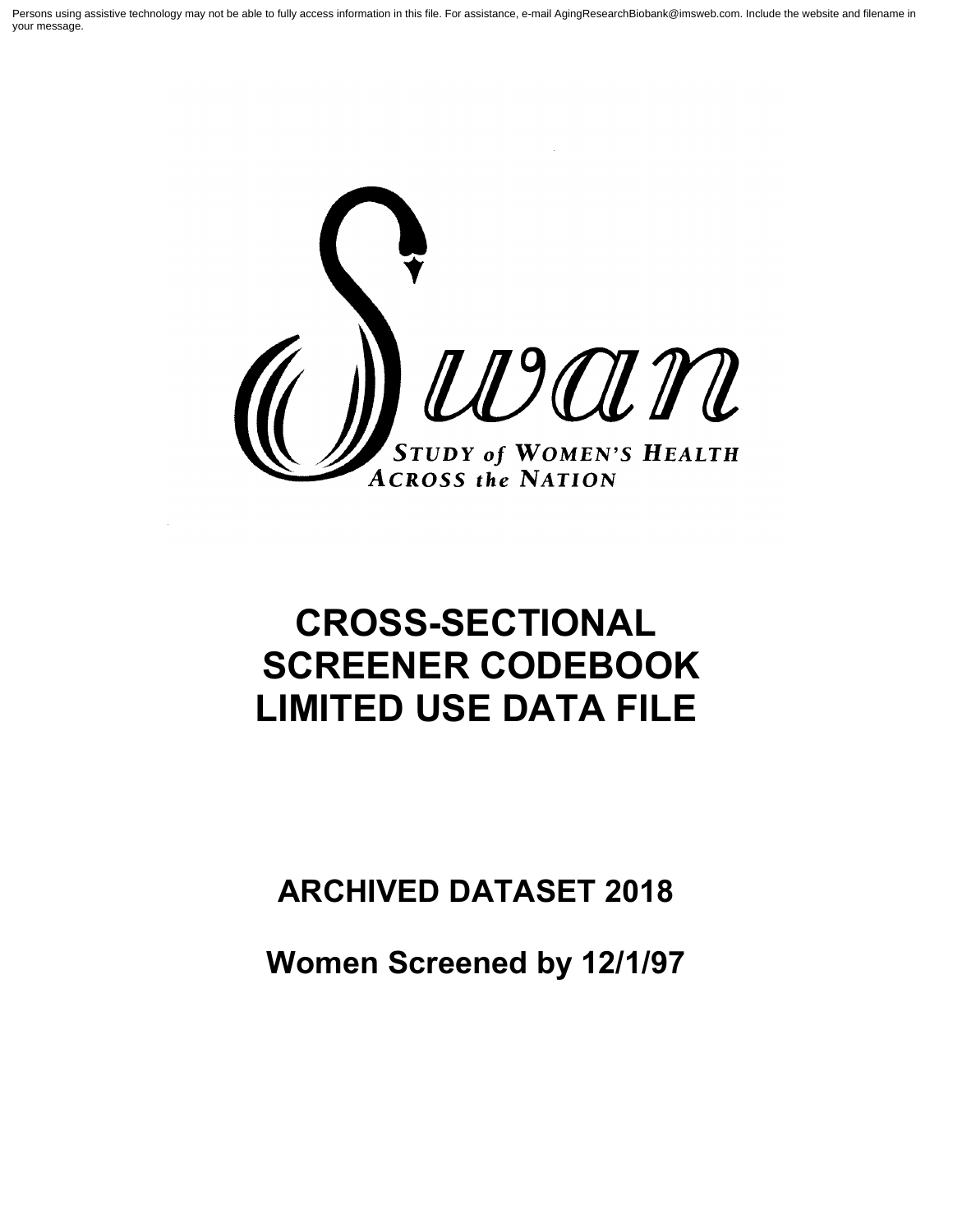Persons using assistive technology may not be able to fully access information in this file. For assistance, e-mail AgingResearchBiobank@imsweb.com. Include the website and filename in your message.

Swan

STUDY of WOMEN'S HEALTH ACROSS the NATION

# CROSS-SECTIONAL SCREENER CODEBOOK LIMITED USE DATA FILE

## ARCHIVED DATASET 2018

## Women Screened by 12/1/97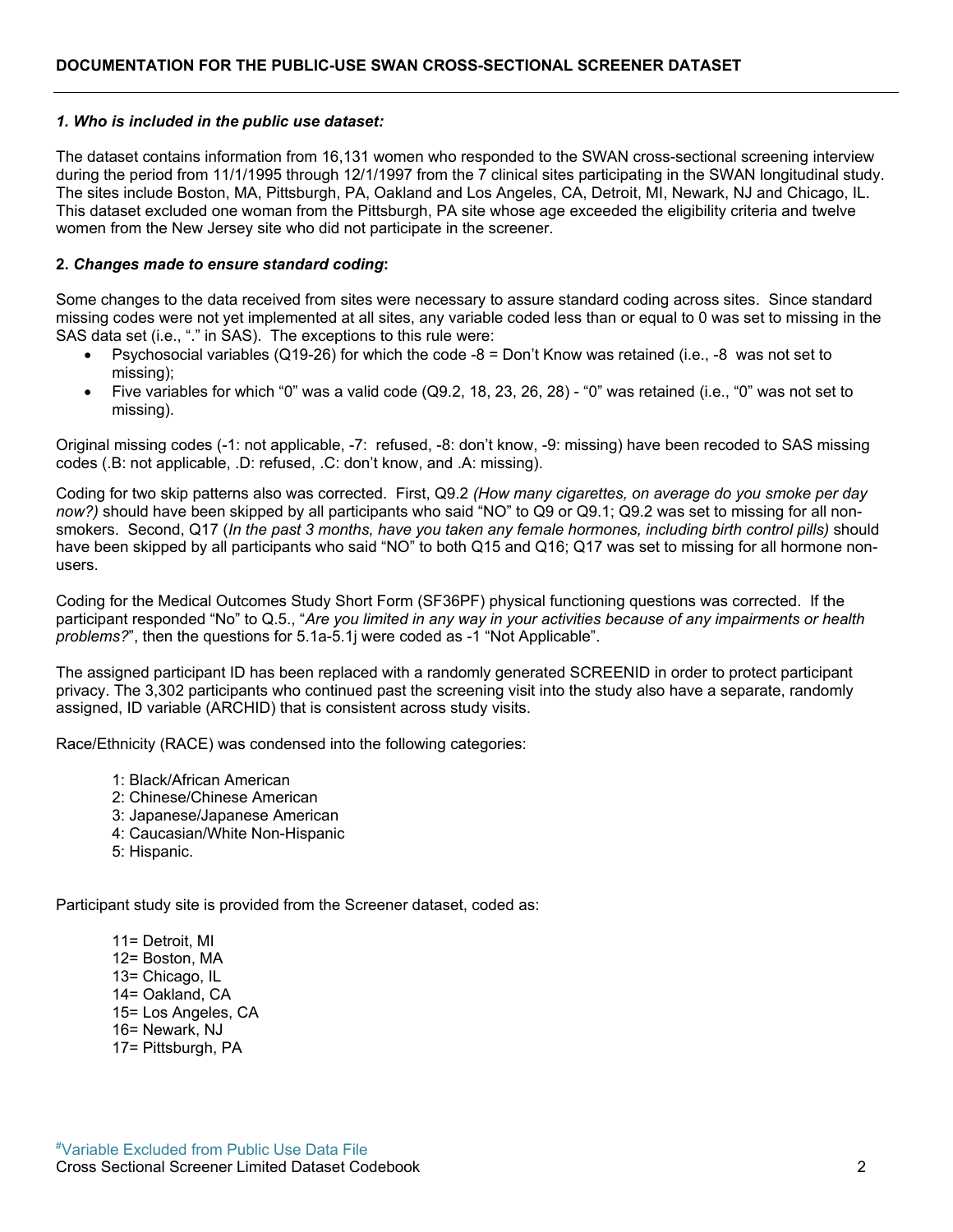## DOCUMENTATION FOR THE PUBLIC-USE SWAN CROSS-SECTIONAL SCREENER DATASET

### *1. Who is included in the public use dataset:*

The dataset contains information from 16,131 women who responded to the SWAN cross-sectional screening interview during the period from 11/1/1995 through 12/1/1997 from the 7 clinical sites participating in the SWAN longitudinal study. The sites include Boston, MA, Pittsburgh, PA, Oakland and Los Angeles, CA, Detroit, MI, Newark, NJ and Chicago, IL. This dataset excluded one woman from the Pittsburgh, PA site whose age exceeded the eligibility criteria and twelve women from the New Jersey site who did not participate in the screener.

### **2. *Changes made to ensure standard coding*:**

Some changes to the data received from sites were necessary to assure standard coding across sites. Since standard missing codes were not yet implemented at all sites, any variable coded less than or equal to 0 was set to missing in the SAS data set (i.e., "." in SAS). The exceptions to this rule were:

- Psychosocial variables (Q19-26) for which the code -8 = Don't Know was retained (i.e., -8 was not set to missing);
- Five variables for which "0" was a valid code (Q9.2, 18, 23, 26, 28) - "0" was retained (i.e., "0" was not set to missing).

Original missing codes (-1: not applicable, -7: refused, -8: don't know, -9: missing) have been recoded to SAS missing codes (.B: not applicable, .D: refused, .C: don't know, and .A: missing).

Coding for two skip patterns also was corrected. First, Q9.2 *(How many cigarettes, on average do you smoke per day now?)* should have been skipped by all participants who said "NO" to Q9 or Q9.1; Q9.2 was set to missing for all non-smokers. Second, Q17 (*In the past 3 months, have you taken any female hormones, including birth control pills)* should have been skipped by all participants who said "NO" to both Q15 and Q16; Q17 was set to missing for all hormone non-users.

Coding for the Medical Outcomes Study Short Form (SF36PF) physical functioning questions was corrected. If the participant responded "No" to Q.5., "*Are you limited in any way in your activities because of any impairments or health problems?*", then the questions for 5.1a-5.1j were coded as -1 "Not Applicable".

The assigned participant ID has been replaced with a randomly generated SCREENID in order to protect participant privacy. The 3,302 participants who continued past the screening visit into the study also have a separate, randomly assigned, ID variable (ARCHID) that is consistent across study visits.

Race/Ethnicity (RACE) was condensed into the following categories:

1: Black/African American
2: Chinese/Chinese American
3: Japanese/Japanese American
4: Caucasian/White Non-Hispanic
5: Hispanic.

Participant study site is provided from the Screener dataset, coded as:

11= Detroit, MI
12= Boston, MA
13= Chicago, IL
14= Oakland, CA
15= Los Angeles, CA
16= Newark, NJ
17= Pittsburgh, PA

#Variable Excluded from Public Use Data File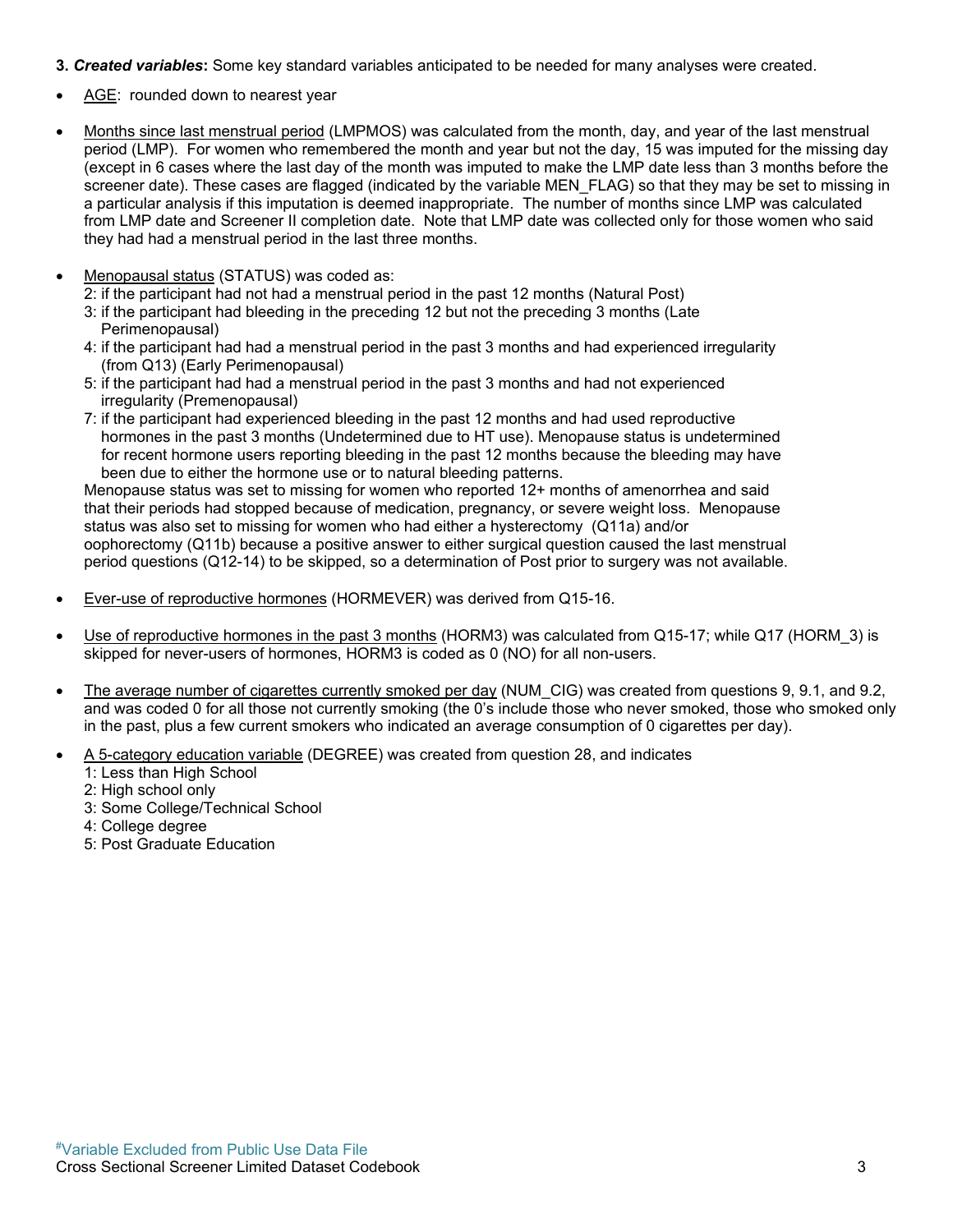**3. *Created variables*:** Some key standard variables anticipated to be needed for many analyses were created.

- AGE: rounded down to nearest year

- Months since last menstrual period (LMPMOS) was calculated from the month, day, and year of the last menstrual period (LMP). For women who remembered the month and year but not the day, 15 was imputed for the missing day (except in 6 cases where the last day of the month was imputed to make the LMP date less than 3 months before the screener date). These cases are flagged (indicated by the variable MEN_FLAG) so that they may be set to missing in a particular analysis if this imputation is deemed inappropriate. The number of months since LMP was calculated from LMP date and Screener II completion date. Note that LMP date was collected only for those women who said they had had a menstrual period in the last three months.

- Menopausal status (STATUS) was coded as:
  2: if the participant had not had a menstrual period in the past 12 months (Natural Post)
  3: if the participant had bleeding in the preceding 12 but not the preceding 3 months (Late Perimenopausal)
  4: if the participant had had a menstrual period in the past 3 months and had experienced irregularity (from Q13) (Early Perimenopausal)
  5: if the participant had had a menstrual period in the past 3 months and had not experienced irregularity (Premenopausal)
  7: if the participant had experienced bleeding in the past 12 months and had used reproductive hormones in the past 3 months (Undetermined due to HT use). Menopause status is undetermined for recent hormone users reporting bleeding in the past 12 months because the bleeding may have been due to either the hormone use or to natural bleeding patterns.

  Menopause status was set to missing for women who reported 12+ months of amenorrhea and said that their periods had stopped because of medication, pregnancy, or severe weight loss. Menopause status was also set to missing for women who had either a hysterectomy (Q11a) and/or oophorectomy (Q11b) because a positive answer to either surgical question caused the last menstrual period questions (Q12-14) to be skipped, so a determination of Post prior to surgery was not available.

- Ever-use of reproductive hormones (HORMEVER) was derived from Q15-16.

- Use of reproductive hormones in the past 3 months (HORM3) was calculated from Q15-17; while Q17 (HORM_3) is skipped for never-users of hormones, HORM3 is coded as 0 (NO) for all non-users.

- The average number of cigarettes currently smoked per day (NUM_CIG) was created from questions 9, 9.1, and 9.2, and was coded 0 for all those not currently smoking (the 0's include those who never smoked, those who smoked only in the past, plus a few current smokers who indicated an average consumption of 0 cigarettes per day).

- A 5-category education variable (DEGREE) was created from question 28, and indicates
  1: Less than High School
  2: High school only
  3: Some College/Technical School
  4: College degree
  5: Post Graduate Education

[#]Variable Excluded from Public Use Data File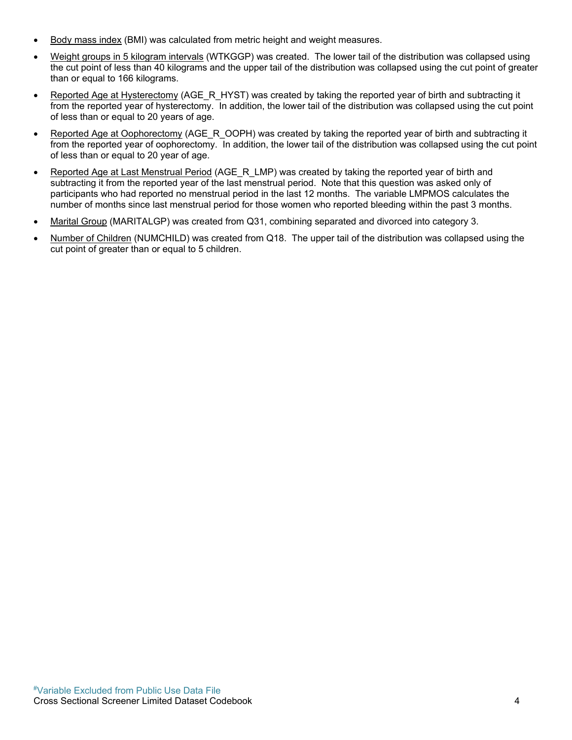- Body mass index (BMI) was calculated from metric height and weight measures.
- Weight groups in 5 kilogram intervals (WTKGGP) was created. The lower tail of the distribution was collapsed using the cut point of less than 40 kilograms and the upper tail of the distribution was collapsed using the cut point of greater than or equal to 166 kilograms.
- Reported Age at Hysterectomy (AGE_R_HYST) was created by taking the reported year of birth and subtracting it from the reported year of hysterectomy. In addition, the lower tail of the distribution was collapsed using the cut point of less than or equal to 20 years of age.
- Reported Age at Oophorectomy (AGE_R_OOPH) was created by taking the reported year of birth and subtracting it from the reported year of oophorectomy. In addition, the lower tail of the distribution was collapsed using the cut point of less than or equal to 20 year of age.
- Reported Age at Last Menstrual Period (AGE_R_LMP) was created by taking the reported year of birth and subtracting it from the reported year of the last menstrual period. Note that this question was asked only of participants who had reported no menstrual period in the last 12 months. The variable LMPMOS calculates the number of months since last menstrual period for those women who reported bleeding within the past 3 months.
- Marital Group (MARITALGP) was created from Q31, combining separated and divorced into category 3.
- Number of Children (NUMCHILD) was created from Q18. The upper tail of the distribution was collapsed using the cut point of greater than or equal to 5 children.

#Variable Excluded from Public Use Data File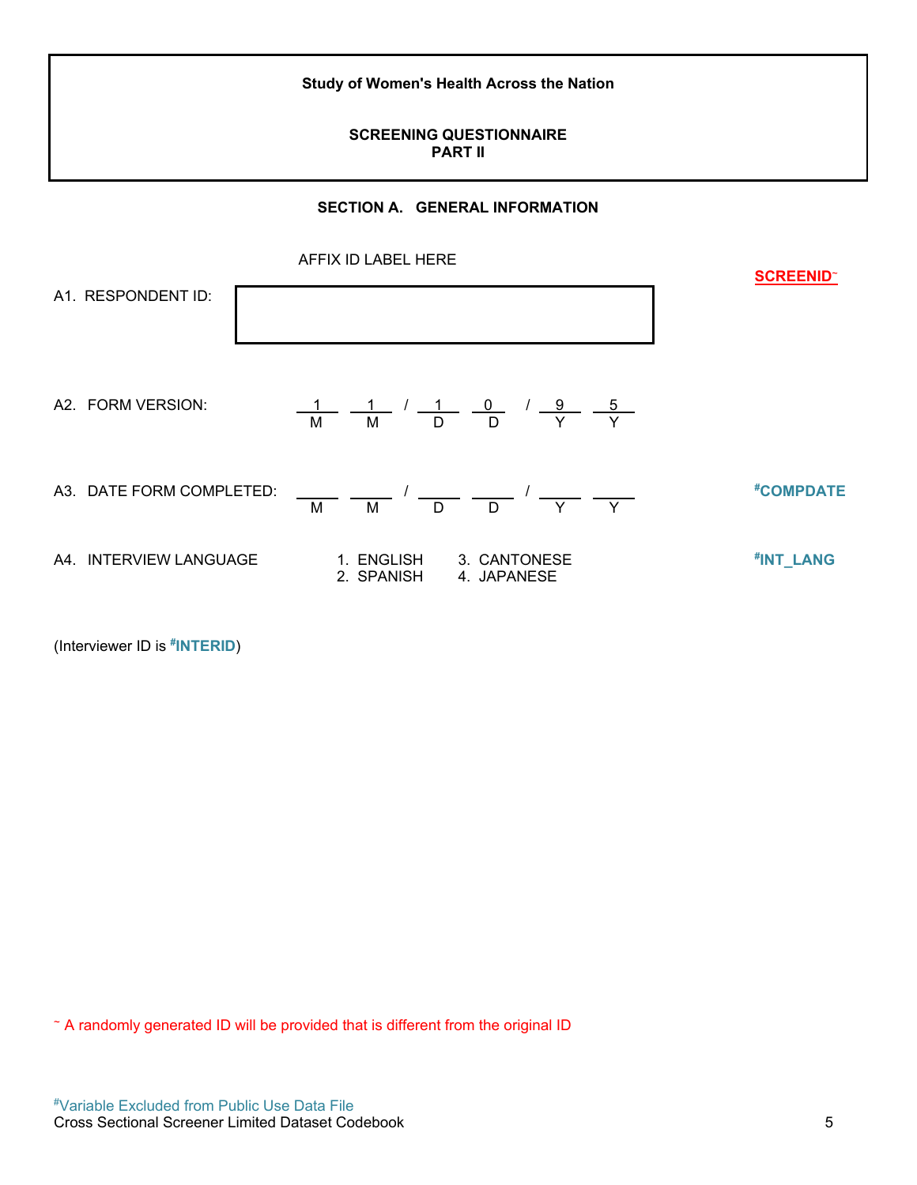**Study of Women's Health Across the Nation**

**SCREENING QUESTIONNAIRE**
**PART II**

## SECTION A. GENERAL INFORMATION

AFFIX ID LABEL HERE

A1. RESPONDENT ID: [ ] **SCREENID~**

A2. FORM VERSION: 1 1 / 1 0 / 9 5 (MM / DD / YY)

A3. DATE FORM COMPLETED: ___ ___ / ___ ___ / ___ ___ (MM / DD / YY) **#COMPDATE**

A4. INTERVIEW LANGUAGE **#INT_LANG**

1. ENGLISH
2. SPANISH
3. CANTONESE
4. JAPANESE

(Interviewer ID is **#INTERID**)

~ A randomly generated ID will be provided that is different from the original ID

#Variable Excluded from Public Use Data File
Cross Sectional Screener Limited Dataset Codebook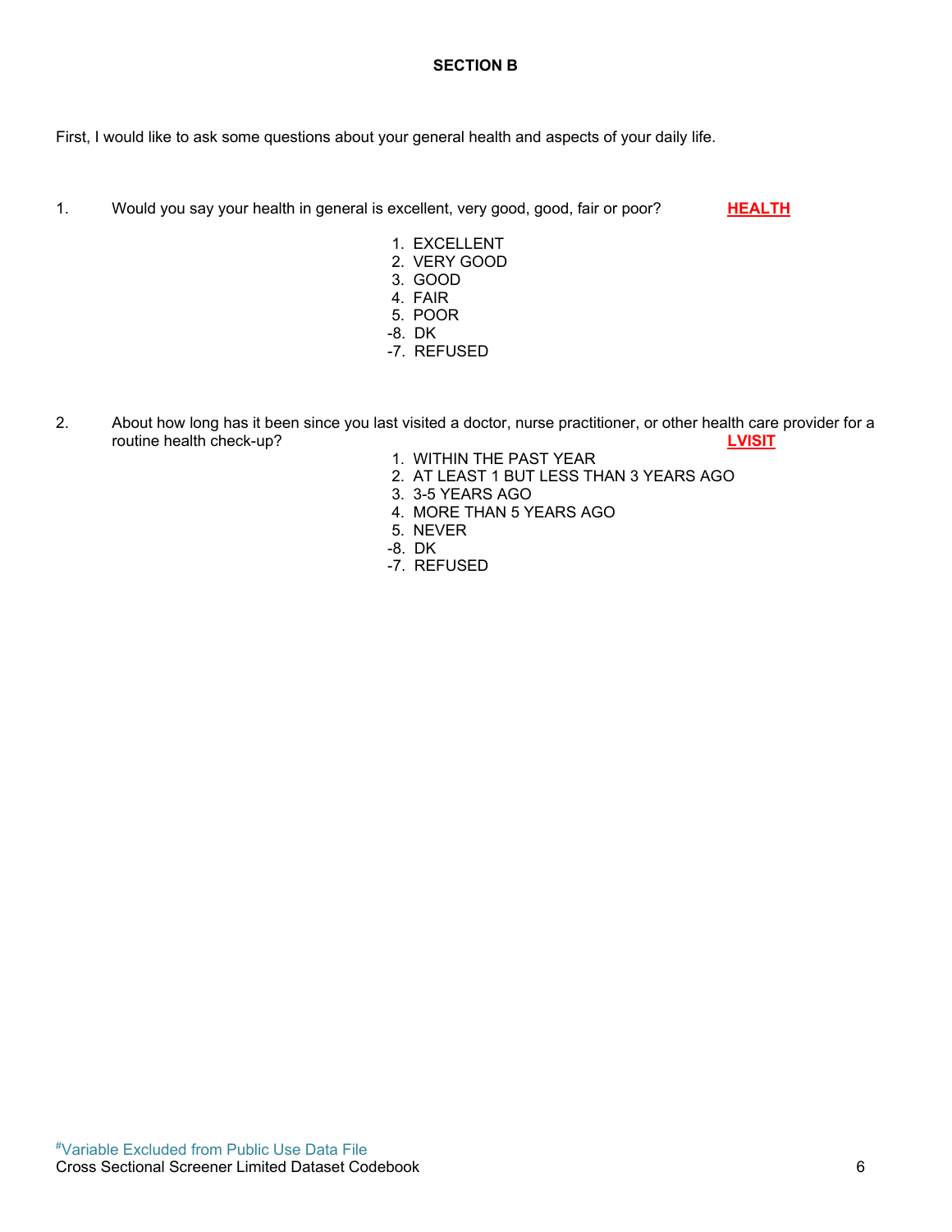## SECTION B

First, I would like to ask some questions about your general health and aspects of your daily life.

1. Would you say your health in general is excellent, very good, good, fair or poor? **HEALTH**

 1. EXCELLENT
 2. VERY GOOD
 3. GOOD
 4. FAIR
 5. POOR
 -8. DK
 -7. REFUSED

2. About how long has it been since you last visited a doctor, nurse practitioner, or other health care provider for a routine health check-up? **LVISIT**

 1. WITHIN THE PAST YEAR
 2. AT LEAST 1 BUT LESS THAN 3 YEARS AGO
 3. 3-5 YEARS AGO
 4. MORE THAN 5 YEARS AGO
 5. NEVER
 -8. DK
 -7. REFUSED

#Variable Excluded from Public Use Data File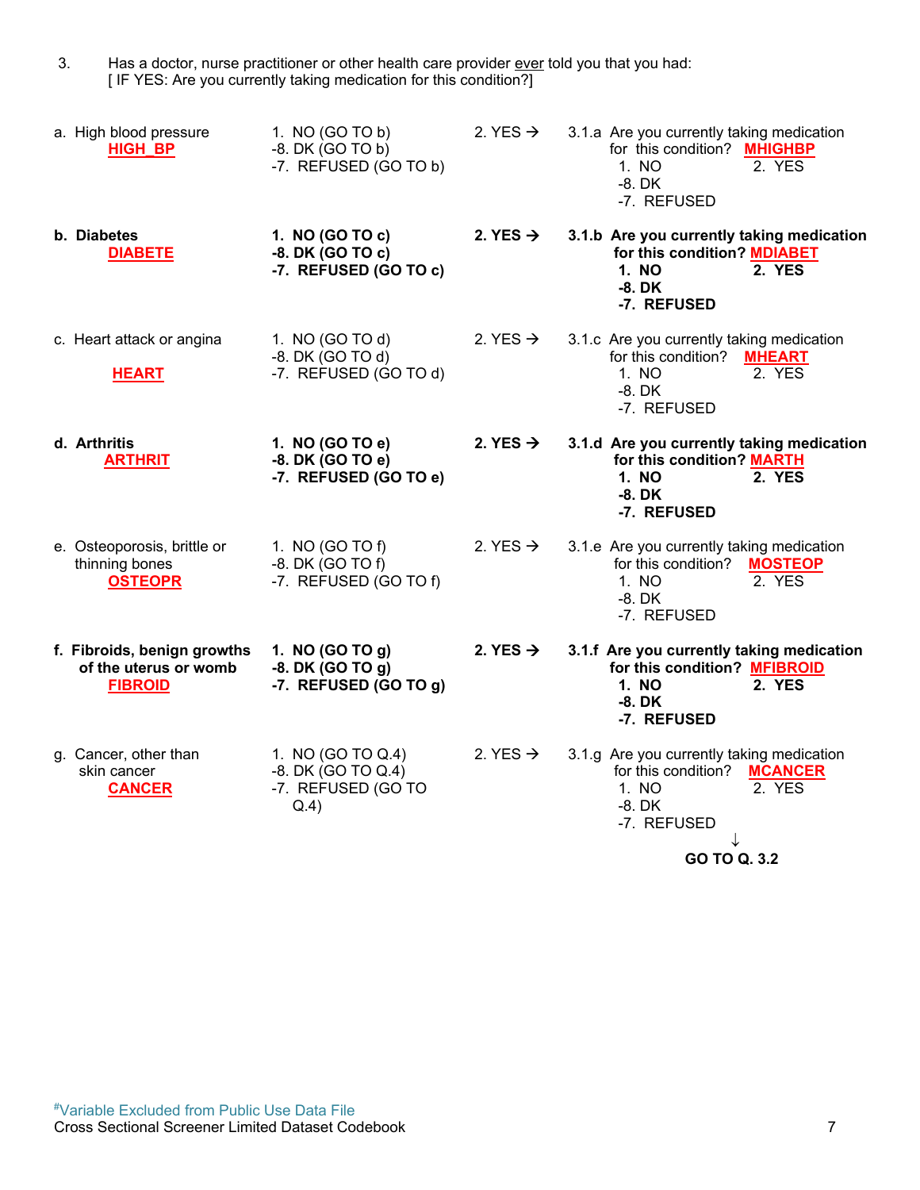3. Has a doctor, nurse practitioner or other health care provider ever told you that you had:
[ IF YES: Are you currently taking medication for this condition?]

| | | | |
|---|---|---|---|
| a. High blood pressure **HIGH_BP** | 1. NO (GO TO b)<br>-8. DK (GO TO b)<br>-7. REFUSED (GO TO b) | 2. YES → | 3.1.a Are you currently taking medication for this condition? **MHIGHBP**<br>1. NO 2. YES<br>-8. DK<br>-7. REFUSED |
| **b. Diabetes** **DIABETE** | **1. NO (GO TO c)**<br>**-8. DK (GO TO c)**<br>**-7. REFUSED (GO TO c)** | **2. YES →** | **3.1.b Are you currently taking medication for this condition? MDIABET**<br>**1. NO 2. YES**<br>**-8. DK**<br>**-7. REFUSED** |
| c. Heart attack or angina **HEART** | 1. NO (GO TO d)<br>-8. DK (GO TO d)<br>-7. REFUSED (GO TO d) | 2. YES → | 3.1.c Are you currently taking medication for this condition? **MHEART**<br>1. NO 2. YES<br>-8. DK<br>-7. REFUSED |
| **d. Arthritis** **ARTHRIT** | **1. NO (GO TO e)**<br>**-8. DK (GO TO e)**<br>**-7. REFUSED (GO TO e)** | **2. YES →** | **3.1.d Are you currently taking medication for this condition? MARTH**<br>**1. NO 2. YES**<br>**-8. DK**<br>**-7. REFUSED** |
| e. Osteoporosis, brittle or thinning bones **OSTEOPR** | 1. NO (GO TO f)<br>-8. DK (GO TO f)<br>-7. REFUSED (GO TO f) | 2. YES → | 3.1.e Are you currently taking medication for this condition? **MOSTEOP**<br>1. NO 2. YES<br>-8. DK<br>-7. REFUSED |
| **f. Fibroids, benign growths of the uterus or womb** **FIBROID** | **1. NO (GO TO g)**<br>**-8. DK (GO TO g)**<br>**-7. REFUSED (GO TO g)** | **2. YES →** | **3.1.f Are you currently taking medication for this condition? MFIBROID**<br>**1. NO 2. YES**<br>**-8. DK**<br>**-7. REFUSED** |
| g. Cancer, other than skin cancer **CANCER** | 1. NO (GO TO Q.4)<br>-8. DK (GO TO Q.4)<br>-7. REFUSED (GO TO Q.4) | 2. YES → | 3.1.g Are you currently taking medication for this condition? **MCANCER**<br>1. NO 2. YES<br>-8. DK<br>-7. REFUSED<br>↓<br>**GO TO Q. 3.2** |

#Variable Excluded from Public Use Data File
Cross Sectional Screener Limited Dataset Codebook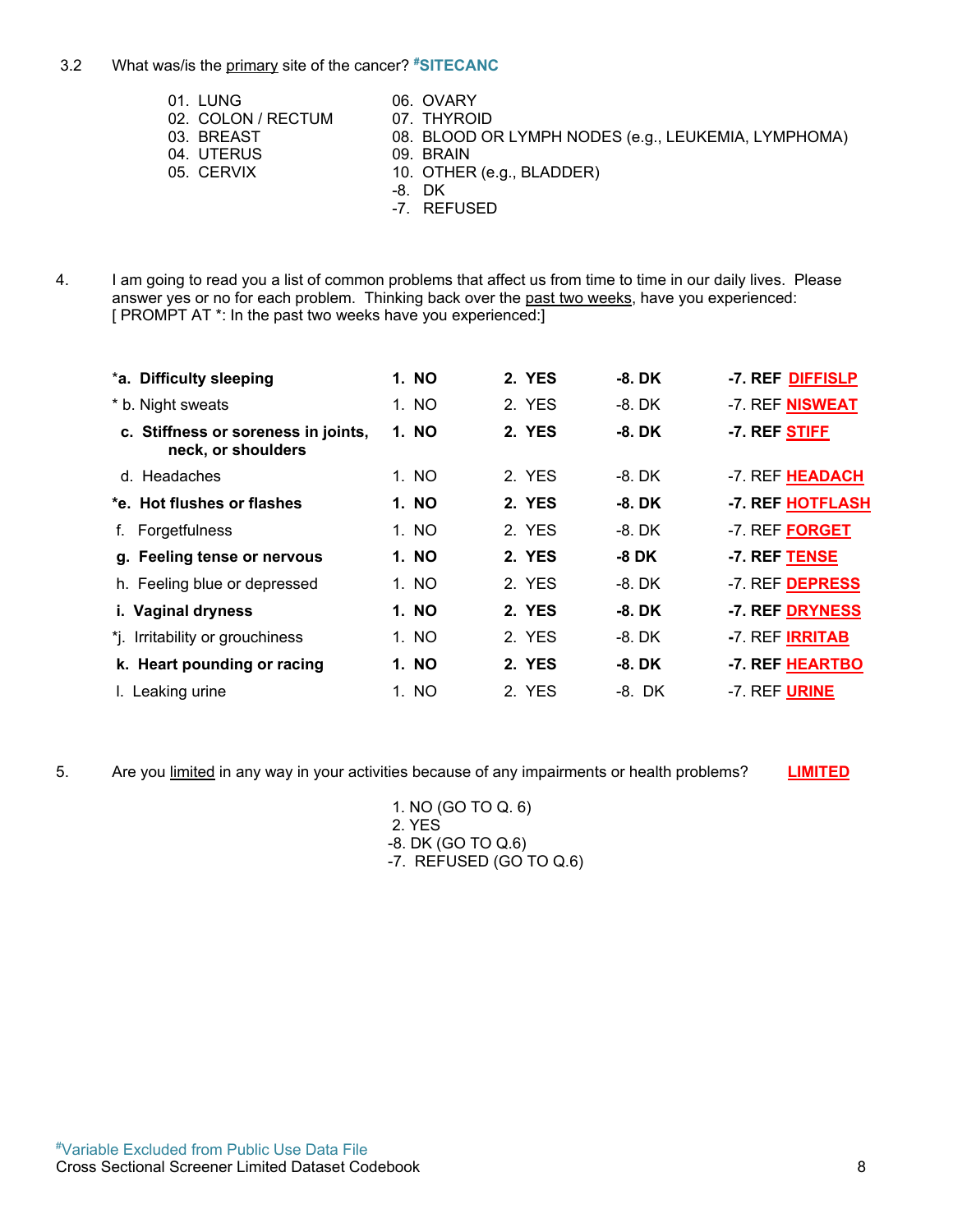3.2 What was/is the primary site of the cancer? #SITECANC

01. LUNG
02. COLON / RECTUM
03. BREAST
04. UTERUS
05. CERVIX
06. OVARY
07. THYROID
08. BLOOD OR LYMPH NODES (e.g., LEUKEMIA, LYMPHOMA)
09. BRAIN
10. OTHER (e.g., BLADDER)
-8. DK
-7. REFUSED

4. I am going to read you a list of common problems that affect us from time to time in our daily lives. Please answer yes or no for each problem. Thinking back over the past two weeks, have you experienced:
[ PROMPT AT *: In the past two weeks have you experienced:]

| | | | | | |
|---|---|---|---|---|---|
| ***a. Difficulty sleeping** | **1. NO** | **2. YES** | **-8. DK** | **-7. REF** | **DIFFISLP** |
| * b. Night sweats | 1. NO | 2. YES | -8. DK | -7. REF | **NISWEAT** |
| **c. Stiffness or soreness in joints, neck, or shoulders** | **1. NO** | **2. YES** | **-8. DK** | **-7. REF** | **STIFF** |
| d. Headaches | 1. NO | 2. YES | -8. DK | -7. REF | **HEADACH** |
| ***e. Hot flushes or flashes** | **1. NO** | **2. YES** | **-8. DK** | **-7. REF** | **HOTFLASH** |
| f. Forgetfulness | 1. NO | 2. YES | -8. DK | -7. REF | **FORGET** |
| **g. Feeling tense or nervous** | **1. NO** | **2. YES** | **-8 DK** | **-7. REF** | **TENSE** |
| h. Feeling blue or depressed | 1. NO | 2. YES | -8. DK | -7. REF | **DEPRESS** |
| **i. Vaginal dryness** | **1. NO** | **2. YES** | **-8. DK** | **-7. REF** | **DRYNESS** |
| *j. Irritability or grouchiness | 1. NO | 2. YES | -8. DK | -7. REF | **IRRITAB** |
| **k. Heart pounding or racing** | **1. NO** | **2. YES** | **-8. DK** | **-7. REF** | **HEARTBO** |
| l. Leaking urine | 1. NO | 2. YES | -8. DK | -7. REF | **URINE** |

5. Are you limited in any way in your activities because of any impairments or health problems? **LIMITED**

1. NO (GO TO Q. 6)
2. YES
-8. DK (GO TO Q.6)
-7. REFUSED (GO TO Q.6)

#Variable Excluded from Public Use Data File
Cross Sectional Screener Limited Dataset Codebook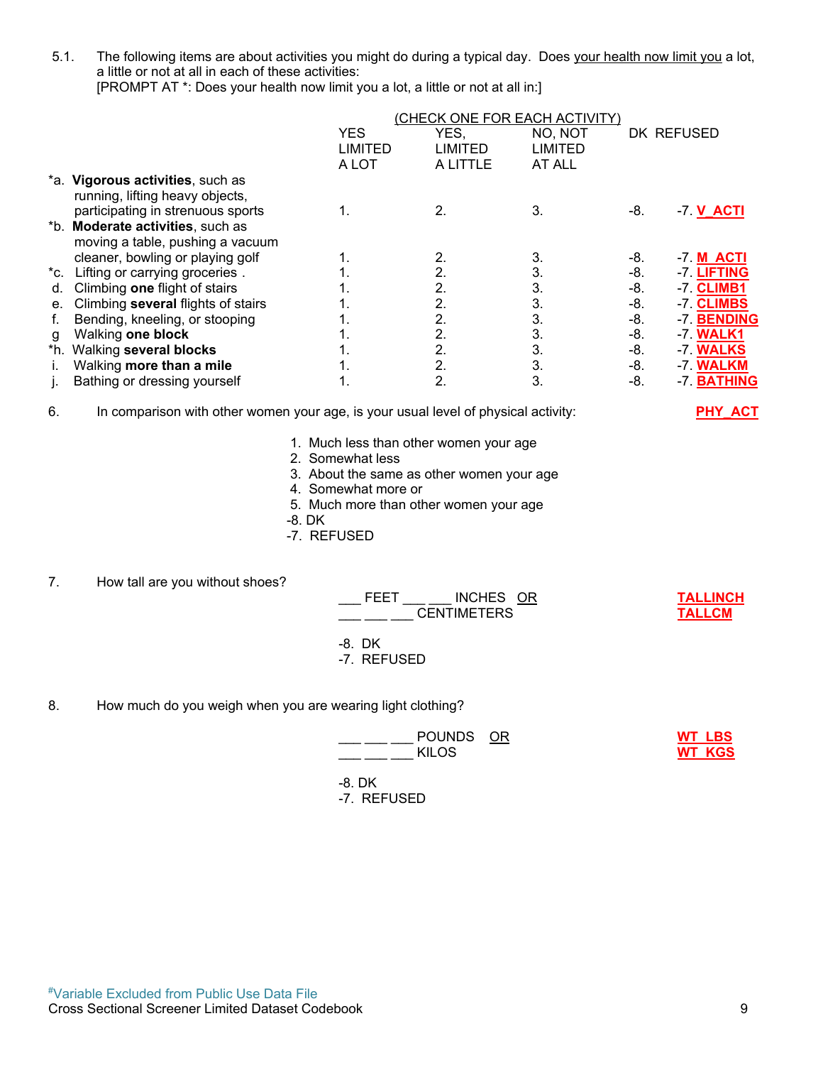5.1. The following items are about activities you might do during a typical day. Does your health now limit you a lot, a little or not at all in each of these activities:
[PROMPT AT *: Does your health now limit you a lot, a little or not at all in:]

(CHECK ONE FOR EACH ACTIVITY)

| | YES LIMITED A LOT | YES, LIMITED A LITTLE | NO, NOT LIMITED AT ALL | DK | REFUSED |
|---|---|---|---|---|---|
| *a. **Vigorous activities**, such as running, lifting heavy objects, participating in strenuous sports | 1. | 2. | 3. | -8. | -7. V_ACTI |
| *b. **Moderate activities**, such as moving a table, pushing a vacuum cleaner, bowling or playing golf | 1. | 2. | 3. | -8. | -7. M_ACTI |
| *c. Lifting or carrying groceries . | 1. | 2. | 3. | -8. | -7. LIFTING |
| d. Climbing **one** flight of stairs | 1. | 2. | 3. | -8. | -7. CLIMB1 |
| e. Climbing **several** flights of stairs | 1. | 2. | 3. | -8. | -7. CLIMBS |
| f. Bending, kneeling, or stooping | 1. | 2. | 3. | -8. | -7. BENDING |
| g Walking **one block** | 1. | 2. | 3. | -8. | -7. WALK1 |
| *h. Walking **several blocks** | 1. | 2. | 3. | -8. | -7. WALKS |
| i. Walking **more than a mile** | 1. | 2. | 3. | -8. | -7. WALKM |
| j. Bathing or dressing yourself | 1. | 2. | 3. | -8. | -7. BATHING |

6. In comparison with other women your age, is your usual level of physical activity: **PHY_ACT**

1. Much less than other women your age
2. Somewhat less
3. About the same as other women your age
4. Somewhat more or
5. Much more than other women your age

-8. DK
-7. REFUSED

7. How tall are you without shoes?

___ FEET ___ ___ INCHES OR **TALLINCH**
___ ___ ___ CENTIMETERS **TALLCM**

-8. DK
-7. REFUSED

8. How much do you weigh when you are wearing light clothing?

___ ___ ___ POUNDS OR **WT_LBS**
___ ___ ___ KILOS **WT_KGS**

-8. DK
-7. REFUSED

#Variable Excluded from Public Use Data File
Cross Sectional Screener Limited Dataset Codebook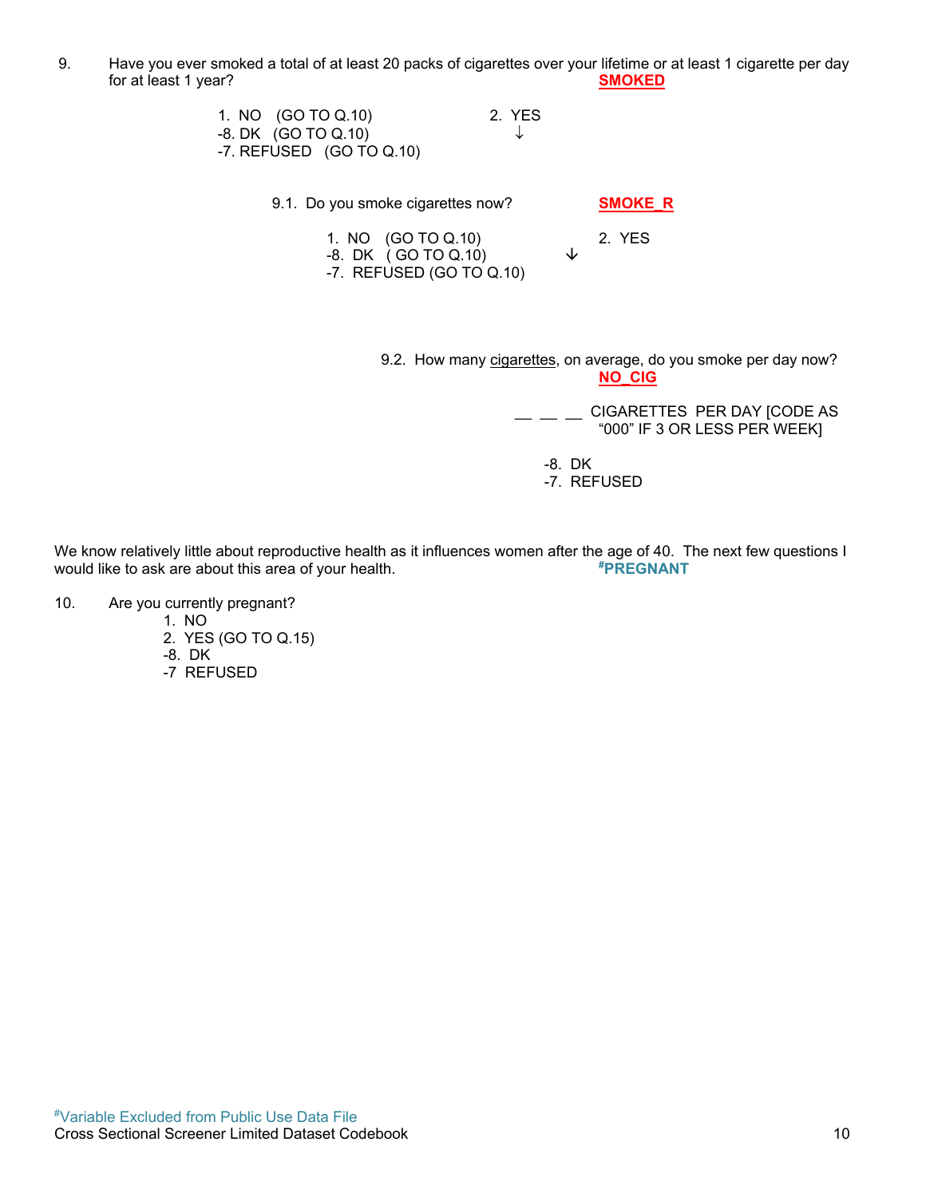9. Have you ever smoked a total of at least 20 packs of cigarettes over your lifetime or at least 1 cigarette per day for at least 1 year? **SMOKED**

1. NO (GO TO Q.10)
-8. DK (GO TO Q.10)
-7. REFUSED (GO TO Q.10)
2. YES ↓

9.1. Do you smoke cigarettes now? **SMOKE_R**

1. NO (GO TO Q.10)
-8. DK (GO TO Q.10)
-7. REFUSED (GO TO Q.10)
2. YES ↓

9.2. How many cigarettes, on average, do you smoke per day now? **NO_CIG**

__ __ __ CIGARETTES PER DAY [CODE AS "000" IF 3 OR LESS PER WEEK]

-8. DK
-7. REFUSED

We know relatively little about reproductive health as it influences women after the age of 40. The next few questions I would like to ask are about this area of your health. #**PREGNANT**

10. Are you currently pregnant?
    1. NO
    2. YES (GO TO Q.15)
    -8. DK
    -7 REFUSED

#Variable Excluded from Public Use Data File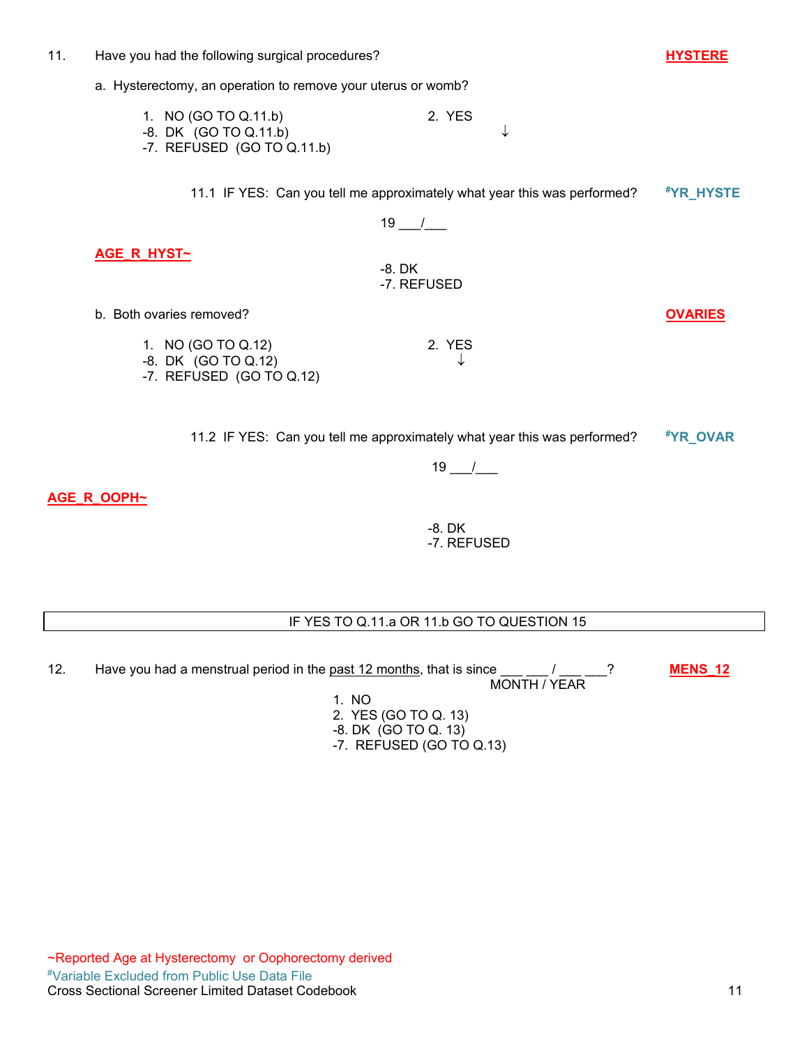11. Have you had the following surgical procedures? **HYSTERE**

a. Hysterectomy, an operation to remove your uterus or womb?

1. NO (GO TO Q.11.b)
-8. DK (GO TO Q.11.b)
-7. REFUSED (GO TO Q.11.b)

2. YES
↓

11.1 IF YES: Can you tell me approximately what year this was performed? #YR_HYSTE

19 ___/___

**AGE_R_HYST~**

-8. DK
-7. REFUSED

b. Both ovaries removed? **OVARIES**

1. NO (GO TO Q.12)
-8. DK (GO TO Q.12)
-7. REFUSED (GO TO Q.12)

2. YES
↓

11.2 IF YES: Can you tell me approximately what year this was performed? #YR_OVAR

19 ___/___

**AGE_R_OOPH~**

-8. DK
-7. REFUSED

| IF YES TO Q.11.a OR 11.b GO TO QUESTION 15 |
|---|

12. Have you had a menstrual period in the past 12 months, that is since ___ ___ / ___ ___? **MENS_12**
MONTH / YEAR

1. NO
2. YES (GO TO Q. 13)
-8. DK (GO TO Q. 13)
-7. REFUSED (GO TO Q.13)

~Reported Age at Hysterectomy or Oophorectomy derived
#Variable Excluded from Public Use Data File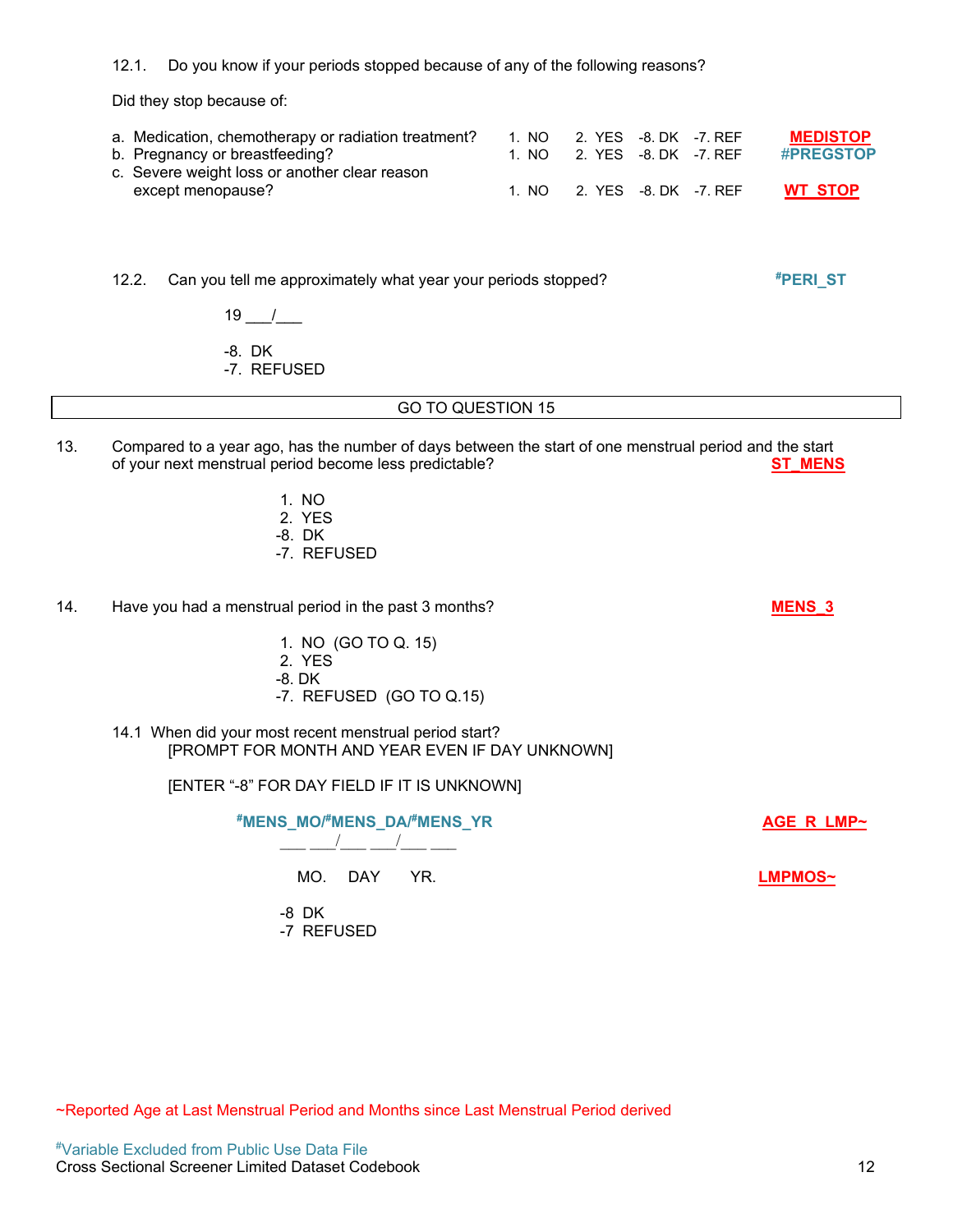12.1. Do you know if your periods stopped because of any of the following reasons?

Did they stop because of:

| | | | | | |
|---|---|---|---|---|---|
| a. Medication, chemotherapy or radiation treatment? | 1. NO | 2. YES | -8. DK | -7. REF | MEDISTOP |
| b. Pregnancy or breastfeeding? | 1. NO | 2. YES | -8. DK | -7. REF | #PREGSTOP |
| c. Severe weight loss or another clear reason except menopause? | 1. NO | 2. YES | -8. DK | -7. REF | WT_STOP |

12.2. Can you tell me approximately what year your periods stopped? **#PERI_ST**

19 ___/___

-8. DK
-7. REFUSED

GO TO QUESTION 15

13. Compared to a year ago, has the number of days between the start of one menstrual period and the start of your next menstrual period become less predictable? **ST_MENS**

1. NO
2. YES
-8. DK
-7. REFUSED

14. Have you had a menstrual period in the past 3 months? **MENS_3**

1. NO (GO TO Q. 15)
2. YES
-8. DK
-7. REFUSED (GO TO Q.15)

14.1 When did your most recent menstrual period start?
[PROMPT FOR MONTH AND YEAR EVEN IF DAY UNKNOWN]

[ENTER "-8" FOR DAY FIELD IF IT IS UNKNOWN]

**#MENS_MO/#MENS_DA/#MENS_YR** **AGE_R_LMP~**

___ ___/___ ___/___ ___

MO. DAY YR. **LMPMOS~**

-8 DK
-7 REFUSED

~Reported Age at Last Menstrual Period and Months since Last Menstrual Period derived

#Variable Excluded from Public Use Data File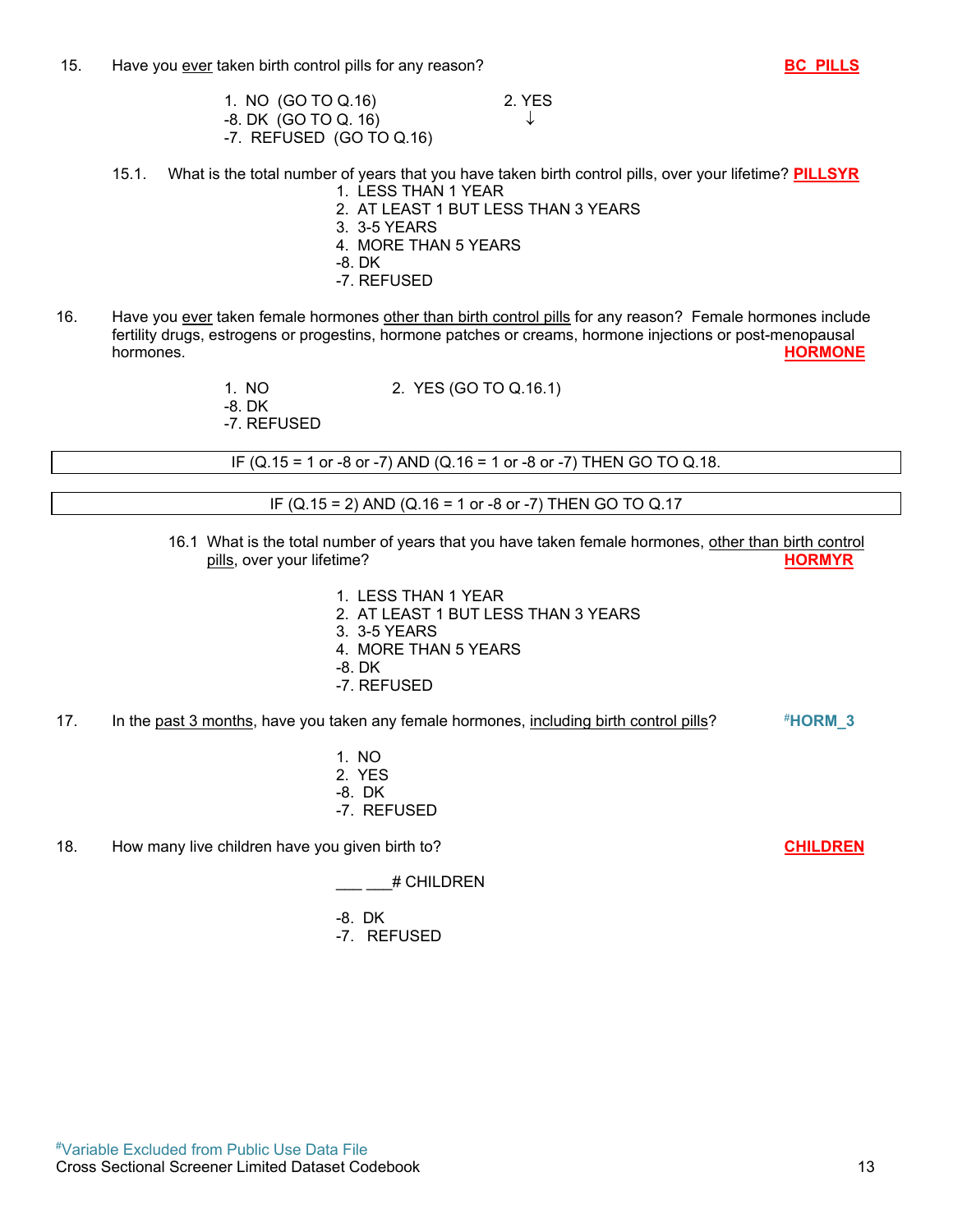15. Have you ever taken birth control pills for any reason? **BC_PILLS**

   1. NO (GO TO Q.16)
   -8. DK (GO TO Q. 16)
   -7. REFUSED (GO TO Q.16)

   2. YES
   ↓

15.1. What is the total number of years that you have taken birth control pills, over your lifetime? **PILLSYR**

   1. LESS THAN 1 YEAR
   2. AT LEAST 1 BUT LESS THAN 3 YEARS
   3. 3-5 YEARS
   4. MORE THAN 5 YEARS
   -8. DK
   -7. REFUSED

16. Have you ever taken female hormones other than birth control pills for any reason? Female hormones include fertility drugs, estrogens or progestins, hormone patches or creams, hormone injections or post-menopausal hormones. **HORMONE**

   1. NO
   -8. DK
   -7. REFUSED

   2. YES (GO TO Q.16.1)

| IF (Q.15 = 1 or -8 or -7) AND (Q.16 = 1 or -8 or -7) THEN GO TO Q.18. |
|---|

| IF (Q.15 = 2) AND (Q.16 = 1 or -8 or -7) THEN GO TO Q.17 |
|---|

16.1 What is the total number of years that you have taken female hormones, other than birth control pills, over your lifetime? **HORMYR**

   1. LESS THAN 1 YEAR
   2. AT LEAST 1 BUT LESS THAN 3 YEARS
   3. 3-5 YEARS
   4. MORE THAN 5 YEARS
   -8. DK
   -7. REFUSED

17. In the past 3 months, have you taken any female hormones, including birth control pills? **#HORM_3**

   1. NO
   2. YES
   -8. DK
   -7. REFUSED

18. How many live children have you given birth to? **CHILDREN**

   ___ ___# CHILDREN

   -8. DK
   -7. REFUSED

#Variable Excluded from Public Use Data File
Cross Sectional Screener Limited Dataset Codebook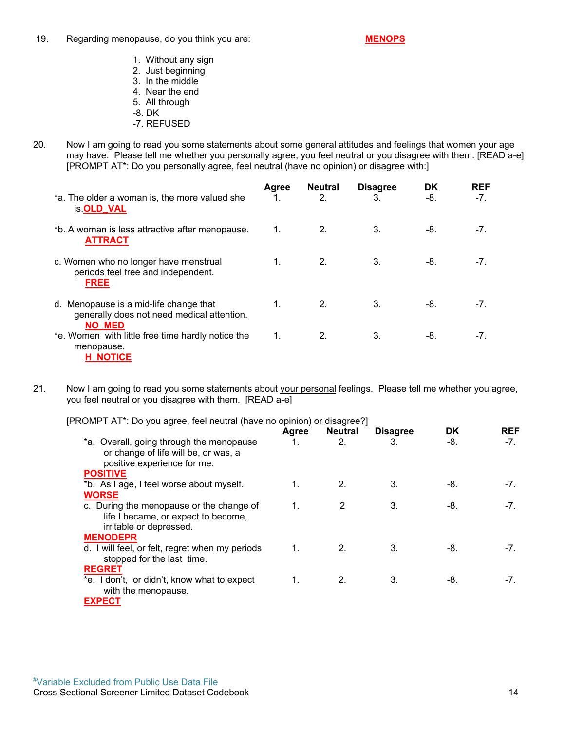19. Regarding menopause, do you think you are: **MENOPS**

1. Without any sign
2. Just beginning
3. In the middle
4. Near the end
5. All through
-8. DK
-7. REFUSED

20. Now I am going to read you some statements about some general attitudes and feelings that women your age may have. Please tell me whether you personally agree, you feel neutral or you disagree with them. [READ a-e] [PROMPT AT*: Do you personally agree, feel neutral (have no opinion) or disagree with:]

| | Agree | Neutral | Disagree | DK | REF |
|---|---|---|---|---|---|
| *a. The older a woman is, the more valued she is. **OLD_VAL** | 1. | 2. | 3. | -8. | -7. |
| *b. A woman is less attractive after menopause. **ATTRACT** | 1. | 2. | 3. | -8. | -7. |
| c. Women who no longer have menstrual periods feel free and independent. **FREE** | 1. | 2. | 3. | -8. | -7. |
| d. Menopause is a mid-life change that generally does not need medical attention. **NO_MED** | 1. | 2. | 3. | -8. | -7. |
| *e. Women with little free time hardly notice the menopause. **H_NOTICE** | 1. | 2. | 3. | -8. | -7. |

21. Now I am going to read you some statements about your personal feelings. Please tell me whether you agree, you feel neutral or you disagree with them. [READ a-e]

[PROMPT AT*: Do you agree, feel neutral (have no opinion) or disagree?]

| | Agree | Neutral | Disagree | DK | REF |
|---|---|---|---|---|---|
| *a. Overall, going through the menopause or change of life will be, or was, a positive experience for me. **POSITIVE** | 1. | 2. | 3. | -8. | -7. |
| *b. As I age, I feel worse about myself. **WORSE** | 1. | 2. | 3. | -8. | -7. |
| c. During the menopause or the change of life I became, or expect to become, irritable or depressed. **MENODEPR** | 1. | 2 | 3. | -8. | -7. |
| d. I will feel, or felt, regret when my periods stopped for the last time. **REGRET** | 1. | 2. | 3. | -8. | -7. |
| *e. I don't, or didn't, know what to expect with the menopause. **EXPECT** | 1. | 2. | 3. | -8. | -7. |

#Variable Excluded from Public Use Data File
Cross Sectional Screener Limited Dataset Codebook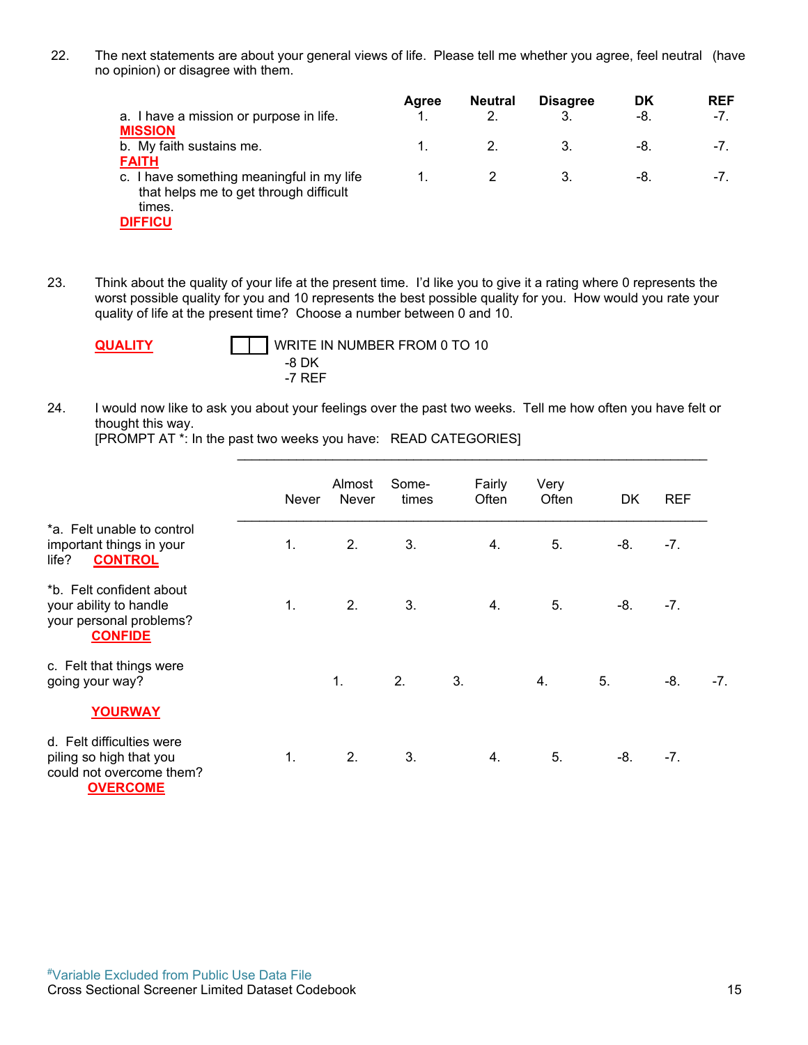22. The next statements are about your general views of life. Please tell me whether you agree, feel neutral (have no opinion) or disagree with them.

| | **Agree** | **Neutral** | **Disagree** | **DK** | **REF** |
|---|---|---|---|---|---|
| a. I have a mission or purpose in life. **MISSION** | 1. | 2. | 3. | -8. | -7. |
| b. My faith sustains me. **FAITH** | 1. | 2. | 3. | -8. | -7. |
| c. I have something meaningful in my life that helps me to get through difficult times. **DIFFICU** | 1. | 2 | 3. | -8. | -7. |

23. Think about the quality of your life at the present time. I'd like you to give it a rating where 0 represents the worst possible quality for you and 10 represents the best possible quality for you. How would you rate your quality of life at the present time? Choose a number between 0 and 10.

**QUALITY** [ ][ ] WRITE IN NUMBER FROM 0 TO 10
-8 DK
-7 REF

24. I would now like to ask you about your feelings over the past two weeks. Tell me how often you have felt or thought this way.
[PROMPT AT *: In the past two weeks you have: READ CATEGORIES]

| | Never | Almost Never | Some-times | Fairly Often | Very Often | DK | REF |
|---|---|---|---|---|---|---|---|
| *a. Felt unable to control important things in your life? **CONTROL** | 1. | 2. | 3. | 4. | 5. | -8. | -7. |
| *b. Felt confident about your ability to handle your personal problems? **CONFIDE** | 1. | 2. | 3. | 4. | 5. | -8. | -7. |
| c. Felt that things were going your way? **YOURWAY** | 1. | 2. | 3. | 4. | 5. | -8. | -7. |
| d. Felt difficulties were piling so high that you could not overcome them? **OVERCOME** | 1. | 2. | 3. | 4. | 5. | -8. | -7. |

#Variable Excluded from Public Use Data File
Cross Sectional Screener Limited Dataset Codebook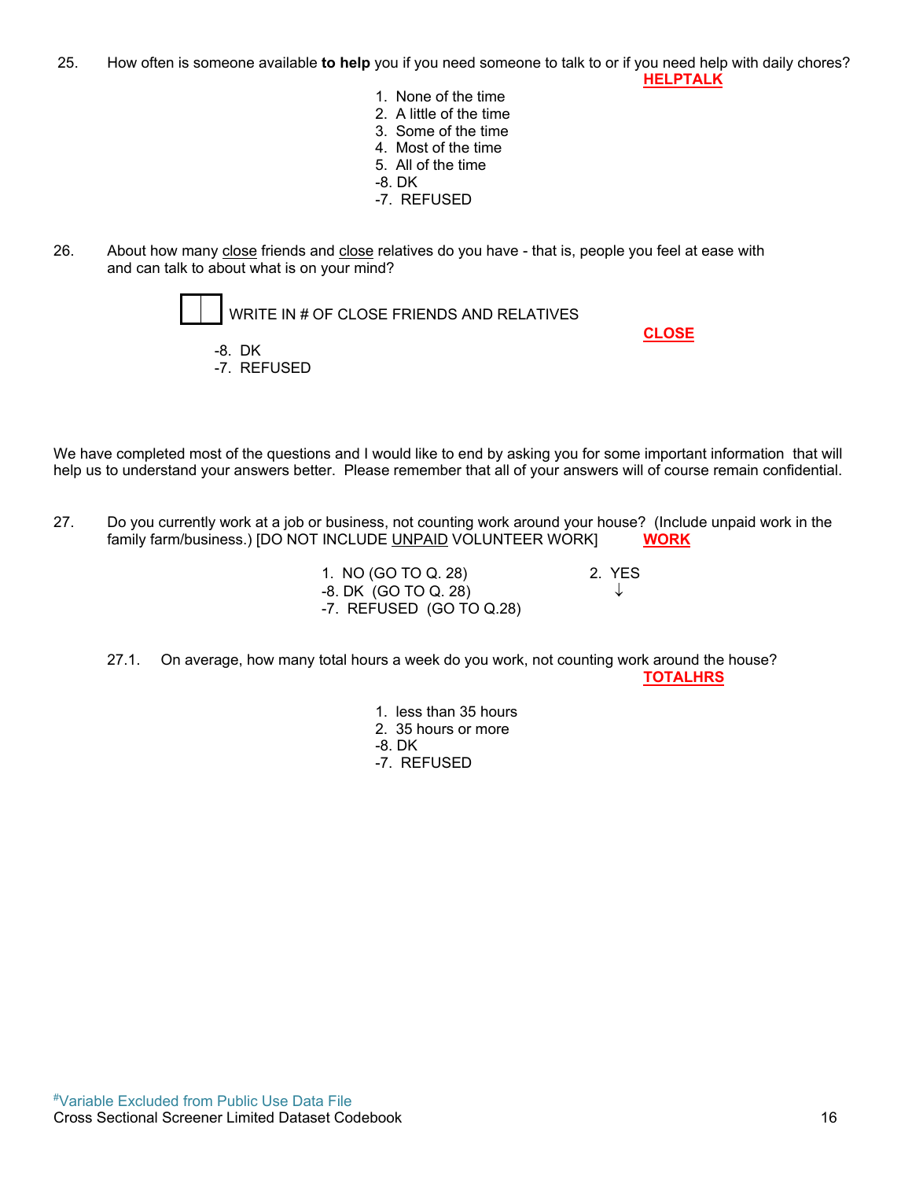25. How often is someone available **to help** you if you need someone to talk to or if you need help with daily chores? **HELPTALK**

1. None of the time
2. A little of the time
3. Some of the time
4. Most of the time
5. All of the time

-8. DK
-7. REFUSED

26. About how many close friends and close relatives do you have - that is, people you feel at ease with and can talk to about what is on your mind?

[ | ] WRITE IN # OF CLOSE FRIENDS AND RELATIVES **CLOSE**

-8. DK
-7. REFUSED

We have completed most of the questions and I would like to end by asking you for some important information that will help us to understand your answers better. Please remember that all of your answers will of course remain confidential.

27. Do you currently work at a job or business, not counting work around your house? (Include unpaid work in the family farm/business.) [DO NOT INCLUDE UNPAID VOLUNTEER WORK] **WORK**

1. NO (GO TO Q. 28)
2. YES ↓

-8. DK (GO TO Q. 28)
-7. REFUSED (GO TO Q.28)

27.1. On average, how many total hours a week do you work, not counting work around the house? **TOTALHRS**

1. less than 35 hours
2. 35 hours or more

-8. DK
-7. REFUSED

#Variable Excluded from Public Use Data File
Cross Sectional Screener Limited Dataset Codebook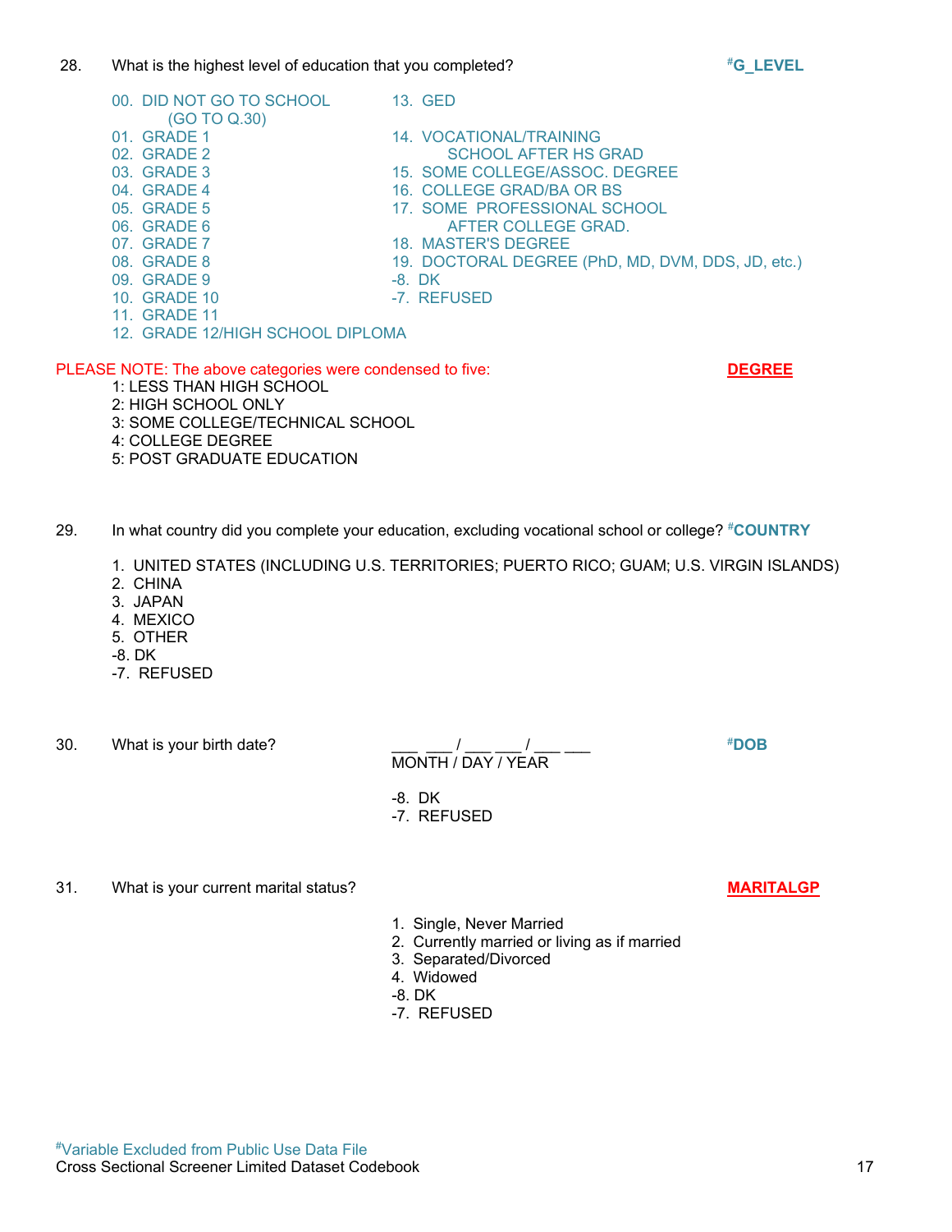28. What is the highest level of education that you completed? #G_LEVEL

- 00. DID NOT GO TO SCHOOL (GO TO Q.30)
- 01. GRADE 1
- 02. GRADE 2
- 03. GRADE 3
- 04. GRADE 4
- 05. GRADE 5
- 06. GRADE 6
- 07. GRADE 7
- 08. GRADE 8
- 09. GRADE 9
- 10. GRADE 10
- 11. GRADE 11
- 12. GRADE 12/HIGH SCHOOL DIPLOMA
- 13. GED
- 14. VOCATIONAL/TRAINING SCHOOL AFTER HS GRAD
- 15. SOME COLLEGE/ASSOC. DEGREE
- 16. COLLEGE GRAD/BA OR BS
- 17. SOME PROFESSIONAL SCHOOL AFTER COLLEGE GRAD.
- 18. MASTER'S DEGREE
- 19. DOCTORAL DEGREE (PhD, MD, DVM, DDS, JD, etc.)
- -8. DK
- -7. REFUSED

PLEASE NOTE: The above categories were condensed to five: **DEGREE**

1: LESS THAN HIGH SCHOOL
2: HIGH SCHOOL ONLY
3: SOME COLLEGE/TECHNICAL SCHOOL
4: COLLEGE DEGREE
5: POST GRADUATE EDUCATION

29. In what country did you complete your education, excluding vocational school or college? #COUNTRY

- 1. UNITED STATES (INCLUDING U.S. TERRITORIES; PUERTO RICO; GUAM; U.S. VIRGIN ISLANDS)
- 2. CHINA
- 3. JAPAN
- 4. MEXICO
- 5. OTHER
- -8. DK
- -7. REFUSED

30. What is your birth date? ___ ___ / ___ ___ / ___ ___ MONTH / DAY / YEAR #DOB

- -8. DK
- -7. REFUSED

31. What is your current marital status? **MARITALGP**

- 1. Single, Never Married
- 2. Currently married or living as if married
- 3. Separated/Divorced
- 4. Widowed
- -8. DK
- -7. REFUSED

#Variable Excluded from Public Use Data File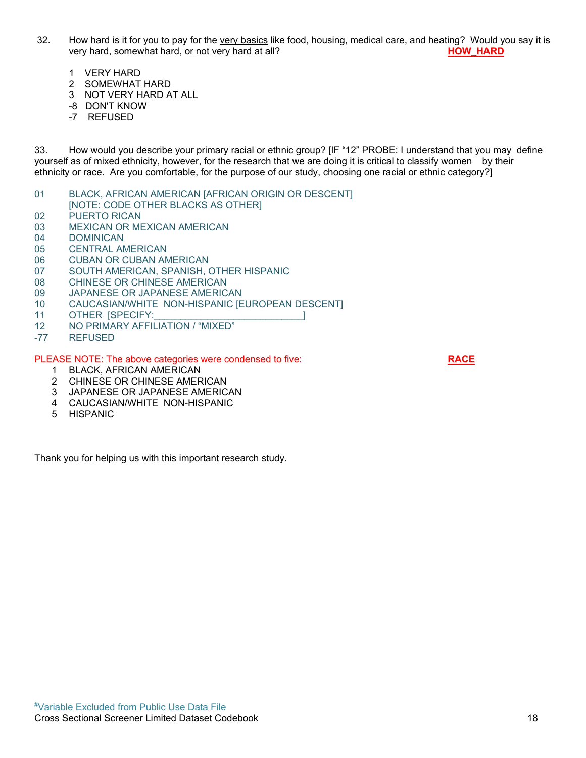32. How hard is it for you to pay for the very basics like food, housing, medical care, and heating? Would you say it is very hard, somewhat hard, or not very hard at all? **HOW_HARD**

- 1 VERY HARD
- 2 SOMEWHAT HARD
- 3 NOT VERY HARD AT ALL
- -8 DON'T KNOW
- -7 REFUSED

33. How would you describe your primary racial or ethnic group? [IF "12" PROBE: I understand that you may define yourself as of mixed ethnicity, however, for the research that we are doing it is critical to classify women by their ethnicity or race. Are you comfortable, for the purpose of our study, choosing one racial or ethnic category?]

- 01 BLACK, AFRICAN AMERICAN [AFRICAN ORIGIN OR DESCENT] [NOTE: CODE OTHER BLACKS AS OTHER]
- 02 PUERTO RICAN
- 03 MEXICAN OR MEXICAN AMERICAN
- 04 DOMINICAN
- 05 CENTRAL AMERICAN
- 06 CUBAN OR CUBAN AMERICAN
- 07 SOUTH AMERICAN, SPANISH, OTHER HISPANIC
- 08 CHINESE OR CHINESE AMERICAN
- 09 JAPANESE OR JAPANESE AMERICAN
- 10 CAUCASIAN/WHITE NON-HISPANIC [EUROPEAN DESCENT]
- 11 OTHER [SPECIFY:___________________________]
- 12 NO PRIMARY AFFILIATION / "MIXED"
- -77 REFUSED

PLEASE NOTE: The above categories were condensed to five: **RACE**

- 1 BLACK, AFRICAN AMERICAN
- 2 CHINESE OR CHINESE AMERICAN
- 3 JAPANESE OR JAPANESE AMERICAN
- 4 CAUCASIAN/WHITE NON-HISPANIC
- 5 HISPANIC

Thank you for helping us with this important research study.

#Variable Excluded from Public Use Data File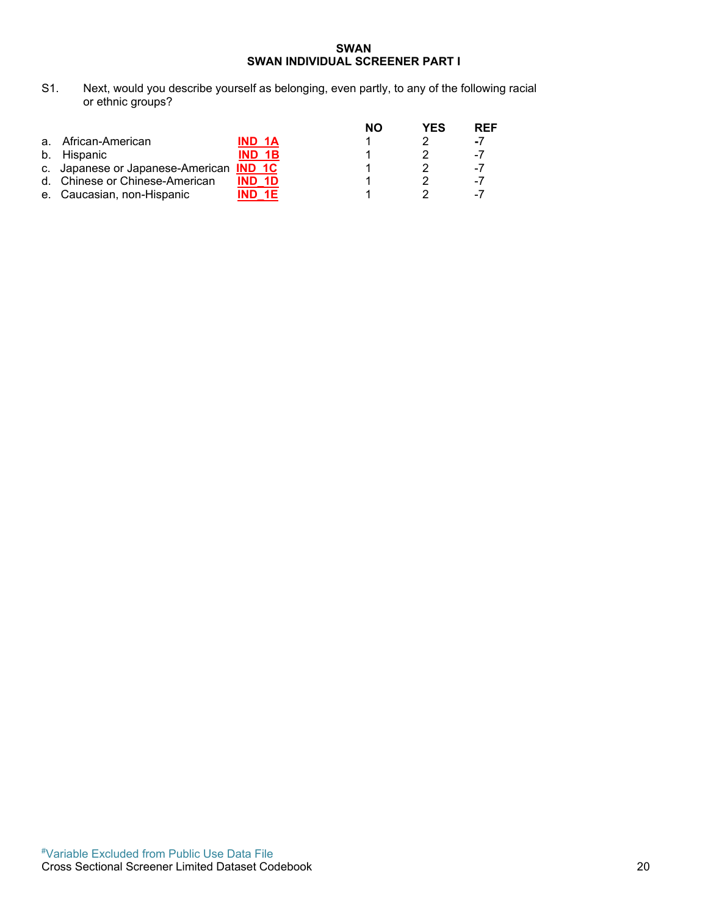**SWAN**
**SWAN INDIVIDUAL SCREENER PART I**

S1. Next, would you describe yourself as belonging, even partly, to any of the following racial or ethnic groups?

| | | NO | YES | REF |
|---|---|---|---|---|
| a. African-American | **IND_1A** | 1 | 2 | -7 |
| b. Hispanic | **IND_1B** | 1 | 2 | -7 |
| c. Japanese or Japanese-American | **IND_1C** | 1 | 2 | -7 |
| d. Chinese or Chinese-American | **IND_1D** | 1 | 2 | -7 |
| e. Caucasian, non-Hispanic | **IND_1E** | 1 | 2 | -7 |

#Variable Excluded from Public Use Data File
Cross Sectional Screener Limited Dataset Codebook